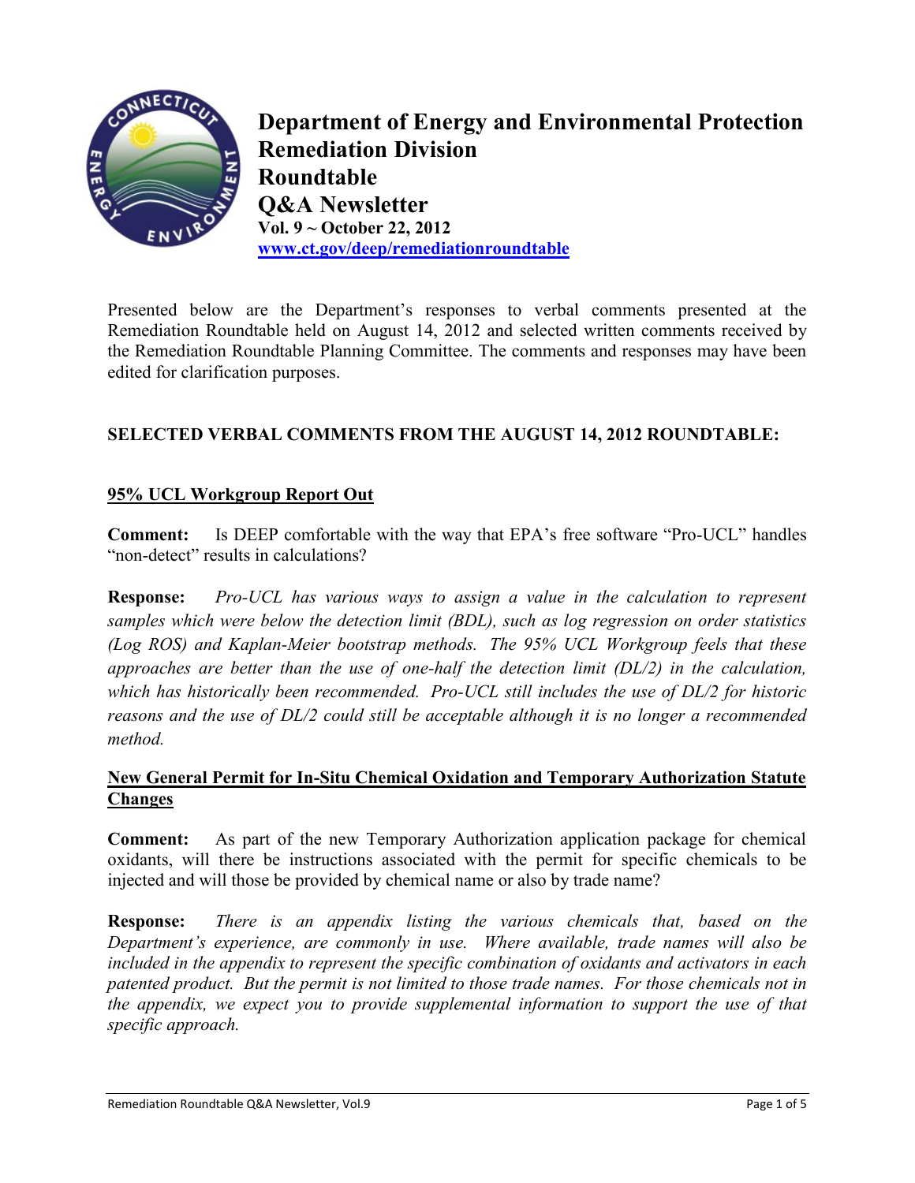# Department of Energy and Environmental Protection
# Remediation Division
# Roundtable
# Q&A Newsletter

**Vol. 9 ~ October 22, 2012**

**www.ct.gov/deep/remediationroundtable**

Presented below are the Department's responses to verbal comments presented at the Remediation Roundtable held on August 14, 2012 and selected written comments received by the Remediation Roundtable Planning Committee. The comments and responses may have been edited for clarification purposes.

## SELECTED VERBAL COMMENTS FROM THE AUGUST 14, 2012 ROUNDTABLE:

### 95% UCL Workgroup Report Out

**Comment:** Is DEEP comfortable with the way that EPA's free software "Pro-UCL" handles "non-detect" results in calculations?

**Response:** *Pro-UCL has various ways to assign a value in the calculation to represent samples which were below the detection limit (BDL), such as log regression on order statistics (Log ROS) and Kaplan-Meier bootstrap methods. The 95% UCL Workgroup feels that these approaches are better than the use of one-half the detection limit (DL/2) in the calculation, which has historically been recommended. Pro-UCL still includes the use of DL/2 for historic reasons and the use of DL/2 could still be acceptable although it is no longer a recommended method.*

### New General Permit for In-Situ Chemical Oxidation and Temporary Authorization Statute Changes

**Comment:** As part of the new Temporary Authorization application package for chemical oxidants, will there be instructions associated with the permit for specific chemicals to be injected and will those be provided by chemical name or also by trade name?

**Response:** *There is an appendix listing the various chemicals that, based on the Department's experience, are commonly in use. Where available, trade names will also be included in the appendix to represent the specific combination of oxidants and activators in each patented product. But the permit is not limited to those trade names. For those chemicals not in the appendix, we expect you to provide supplemental information to support the use of that specific approach.*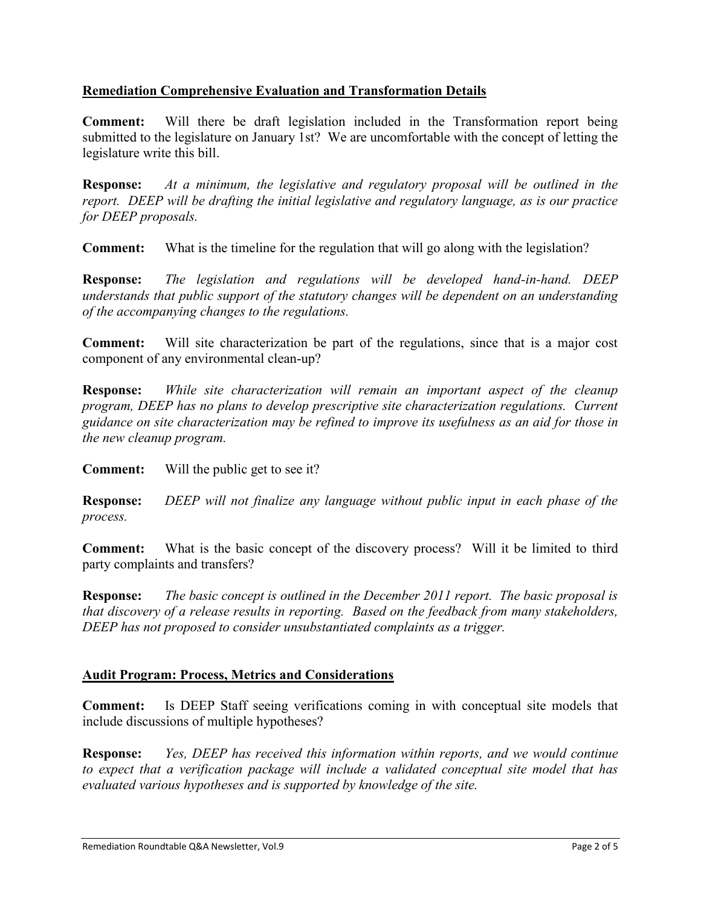## Remediation Comprehensive Evaluation and Transformation Details

**Comment:** Will there be draft legislation included in the Transformation report being submitted to the legislature on January 1st? We are uncomfortable with the concept of letting the legislature write this bill.

**Response:** *At a minimum, the legislative and regulatory proposal will be outlined in the report. DEEP will be drafting the initial legislative and regulatory language, as is our practice for DEEP proposals.*

**Comment:** What is the timeline for the regulation that will go along with the legislation?

**Response:** *The legislation and regulations will be developed hand-in-hand. DEEP understands that public support of the statutory changes will be dependent on an understanding of the accompanying changes to the regulations.*

**Comment:** Will site characterization be part of the regulations, since that is a major cost component of any environmental clean-up?

**Response:** *While site characterization will remain an important aspect of the cleanup program, DEEP has no plans to develop prescriptive site characterization regulations. Current guidance on site characterization may be refined to improve its usefulness as an aid for those in the new cleanup program.*

**Comment:** Will the public get to see it?

**Response:** *DEEP will not finalize any language without public input in each phase of the process.*

**Comment:** What is the basic concept of the discovery process? Will it be limited to third party complaints and transfers?

**Response:** *The basic concept is outlined in the December 2011 report. The basic proposal is that discovery of a release results in reporting. Based on the feedback from many stakeholders, DEEP has not proposed to consider unsubstantiated complaints as a trigger.*

## Audit Program: Process, Metrics and Considerations

**Comment:** Is DEEP Staff seeing verifications coming in with conceptual site models that include discussions of multiple hypotheses?

**Response:** *Yes, DEEP has received this information within reports, and we would continue to expect that a verification package will include a validated conceptual site model that has evaluated various hypotheses and is supported by knowledge of the site.*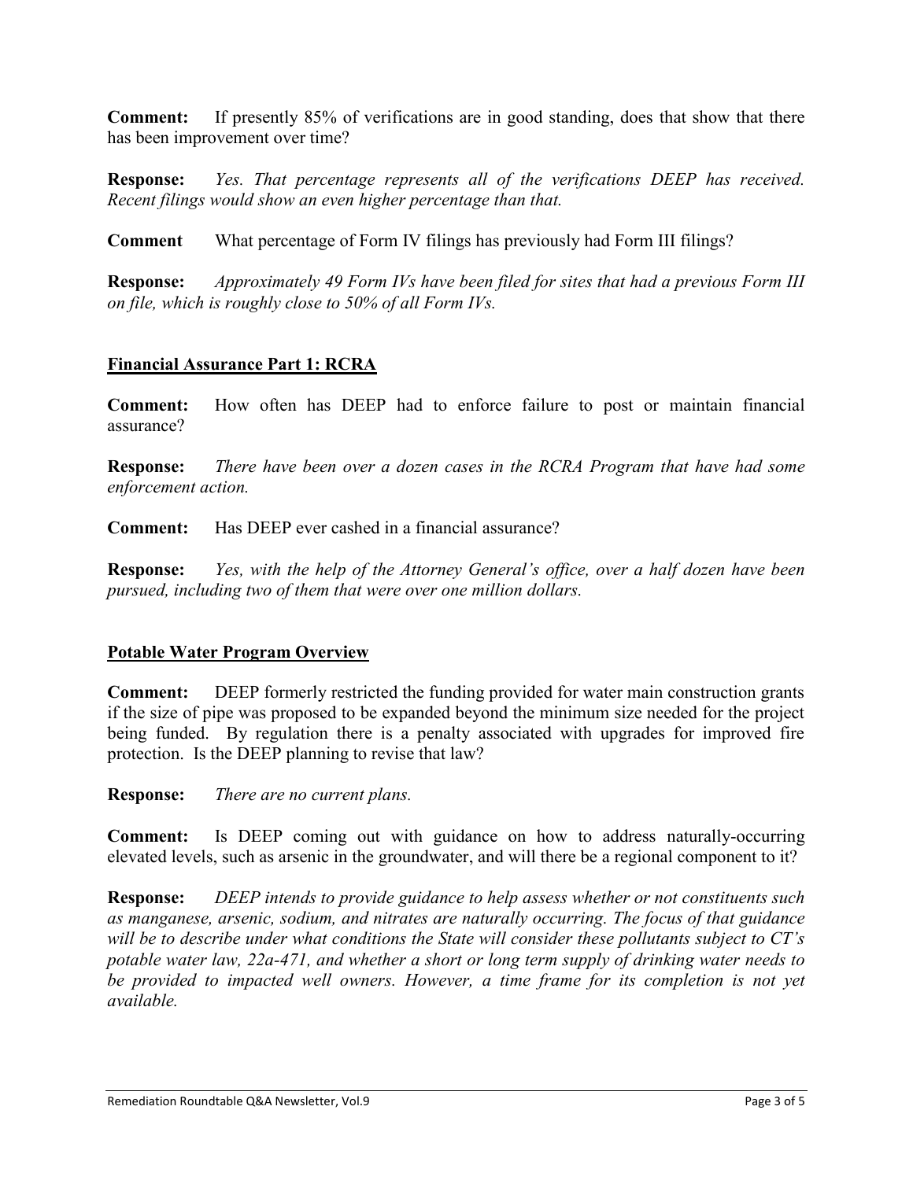**Comment:** If presently 85% of verifications are in good standing, does that show that there has been improvement over time?

**Response:** *Yes. That percentage represents all of the verifications DEEP has received. Recent filings would show an even higher percentage than that.*

**Comment** What percentage of Form IV filings has previously had Form III filings?

**Response:** *Approximately 49 Form IVs have been filed for sites that had a previous Form III on file, which is roughly close to 50% of all Form IVs.*

## Financial Assurance Part 1: RCRA

**Comment:** How often has DEEP had to enforce failure to post or maintain financial assurance?

**Response:** *There have been over a dozen cases in the RCRA Program that have had some enforcement action.*

**Comment:** Has DEEP ever cashed in a financial assurance?

**Response:** *Yes, with the help of the Attorney General's office, over a half dozen have been pursued, including two of them that were over one million dollars.*

## Potable Water Program Overview

**Comment:** DEEP formerly restricted the funding provided for water main construction grants if the size of pipe was proposed to be expanded beyond the minimum size needed for the project being funded. By regulation there is a penalty associated with upgrades for improved fire protection. Is the DEEP planning to revise that law?

**Response:** *There are no current plans.*

**Comment:** Is DEEP coming out with guidance on how to address naturally-occurring elevated levels, such as arsenic in the groundwater, and will there be a regional component to it?

**Response:** *DEEP intends to provide guidance to help assess whether or not constituents such as manganese, arsenic, sodium, and nitrates are naturally occurring. The focus of that guidance will be to describe under what conditions the State will consider these pollutants subject to CT's potable water law, 22a-471, and whether a short or long term supply of drinking water needs to be provided to impacted well owners. However, a time frame for its completion is not yet available.*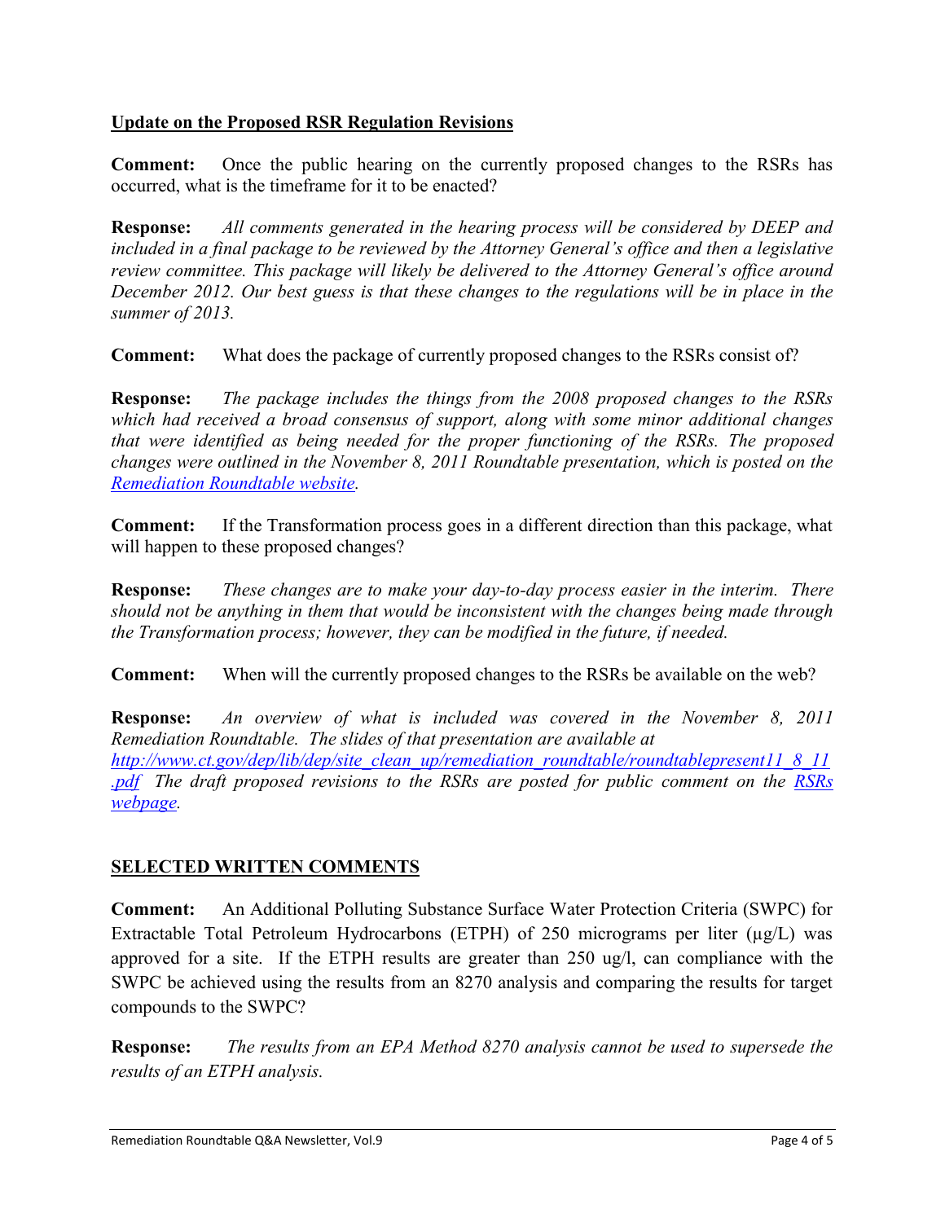## Update on the Proposed RSR Regulation Revisions

**Comment:** Once the public hearing on the currently proposed changes to the RSRs has occurred, what is the timeframe for it to be enacted?

**Response:** *All comments generated in the hearing process will be considered by DEEP and included in a final package to be reviewed by the Attorney General's office and then a legislative review committee. This package will likely be delivered to the Attorney General's office around December 2012. Our best guess is that these changes to the regulations will be in place in the summer of 2013.*

**Comment:** What does the package of currently proposed changes to the RSRs consist of?

**Response:** *The package includes the things from the 2008 proposed changes to the RSRs which had received a broad consensus of support, along with some minor additional changes that were identified as being needed for the proper functioning of the RSRs. The proposed changes were outlined in the November 8, 2011 Roundtable presentation, which is posted on the Remediation Roundtable website.*

**Comment:** If the Transformation process goes in a different direction than this package, what will happen to these proposed changes?

**Response:** *These changes are to make your day-to-day process easier in the interim. There should not be anything in them that would be inconsistent with the changes being made through the Transformation process; however, they can be modified in the future, if needed.*

**Comment:** When will the currently proposed changes to the RSRs be available on the web?

**Response:** *An overview of what is included was covered in the November 8, 2011 Remediation Roundtable. The slides of that presentation are available at http://www.ct.gov/dep/lib/dep/site_clean_up/remediation_roundtable/roundtablepresent11_8_11.pdf The draft proposed revisions to the RSRs are posted for public comment on the RSRs webpage.*

## SELECTED WRITTEN COMMENTS

**Comment:** An Additional Polluting Substance Surface Water Protection Criteria (SWPC) for Extractable Total Petroleum Hydrocarbons (ETPH) of 250 micrograms per liter (µg/L) was approved for a site. If the ETPH results are greater than 250 ug/l, can compliance with the SWPC be achieved using the results from an 8270 analysis and comparing the results for target compounds to the SWPC?

**Response:** *The results from an EPA Method 8270 analysis cannot be used to supersede the results of an ETPH analysis.*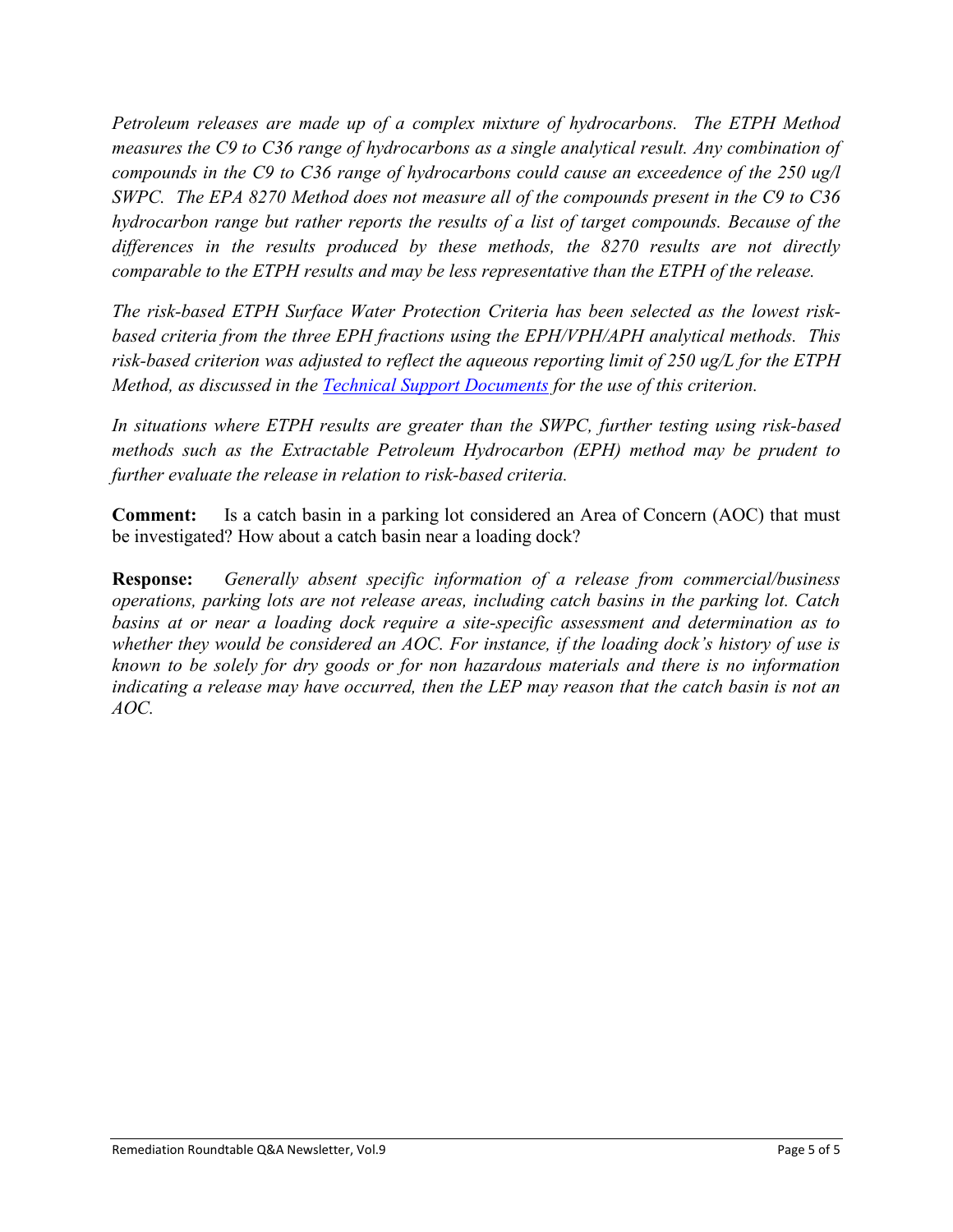*Petroleum releases are made up of a complex mixture of hydrocarbons. The ETPH Method measures the C9 to C36 range of hydrocarbons as a single analytical result. Any combination of compounds in the C9 to C36 range of hydrocarbons could cause an exceedence of the 250 ug/l SWPC. The EPA 8270 Method does not measure all of the compounds present in the C9 to C36 hydrocarbon range but rather reports the results of a list of target compounds. Because of the differences in the results produced by these methods, the 8270 results are not directly comparable to the ETPH results and may be less representative than the ETPH of the release.*

*The risk-based ETPH Surface Water Protection Criteria has been selected as the lowest risk-based criteria from the three EPH fractions using the EPH/VPH/APH analytical methods. This risk-based criterion was adjusted to reflect the aqueous reporting limit of 250 ug/L for the ETPH Method, as discussed in the [Technical Support Documents]() for the use of this criterion.*

*In situations where ETPH results are greater than the SWPC, further testing using risk-based methods such as the Extractable Petroleum Hydrocarbon (EPH) method may be prudent to further evaluate the release in relation to risk-based criteria.*

**Comment:** Is a catch basin in a parking lot considered an Area of Concern (AOC) that must be investigated? How about a catch basin near a loading dock?

**Response:** *Generally absent specific information of a release from commercial/business operations, parking lots are not release areas, including catch basins in the parking lot. Catch basins at or near a loading dock require a site-specific assessment and determination as to whether they would be considered an AOC. For instance, if the loading dock's history of use is known to be solely for dry goods or for non hazardous materials and there is no information indicating a release may have occurred, then the LEP may reason that the catch basin is not an AOC.*